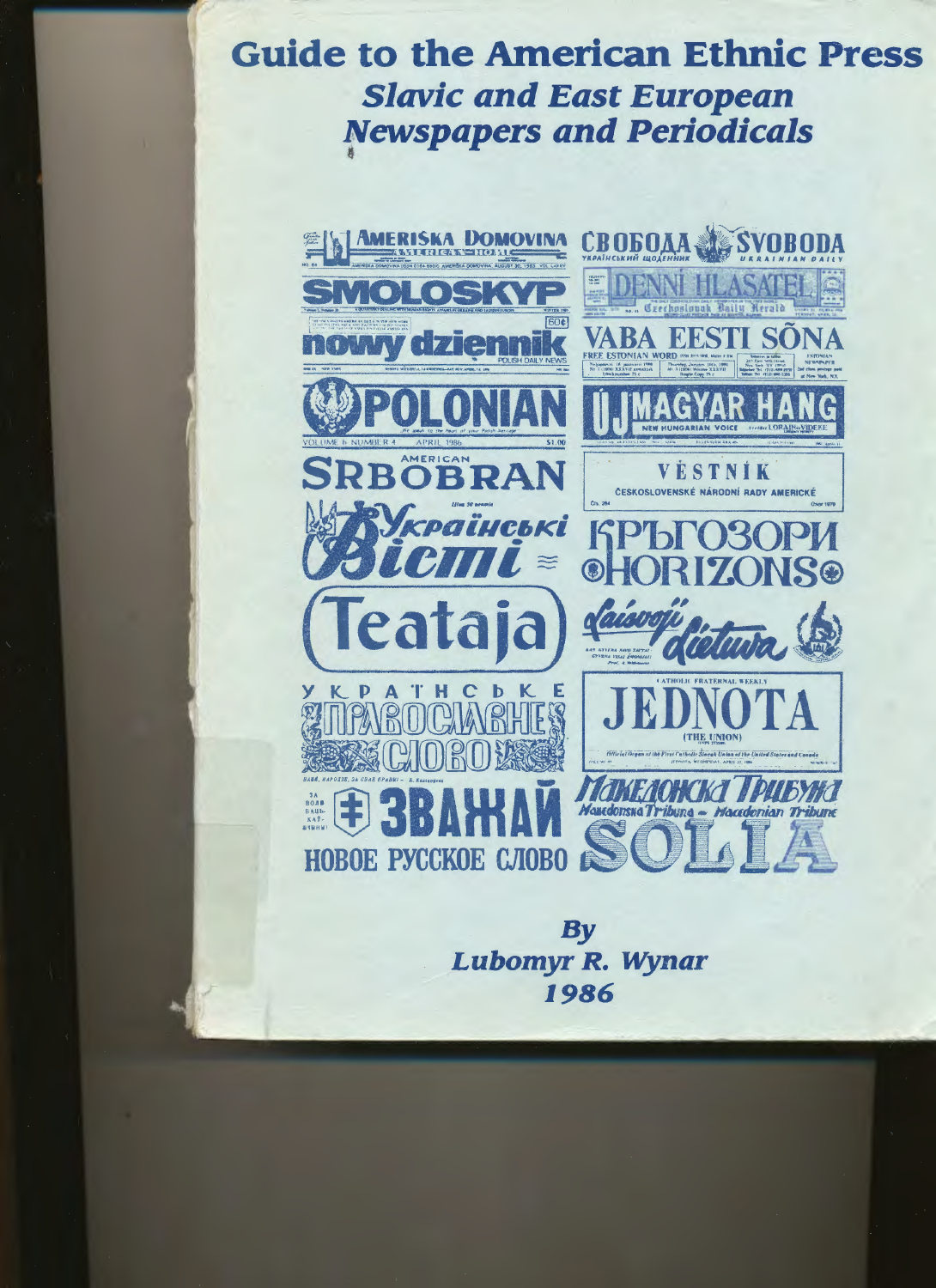# Guide to the American Ethnic Press

## *Slavic and East European Newspapers and Periodicals*

AMERIŠKA DOMOVINA — AMERICAN HOME

СВОБОДА — SVOBODA — УКРАЇНСЬКИЙ ЩОДЕННИК — UKRAINIAN DAILY

SMOLOSKYP

DENNÍ HLASATEL — Czechoslovak Daily Herald

nowy dziennik — POLISH DAILY NEWS

VABA EESTI SÕNA — FREE ESTONIAN WORD

POLONIAN

ÚJ MAGYAR HANG — NEW HUNGARIAN VOICE

AMERICAN SRBOBRAN

VĚSTNÍK — ČESKOSLOVENSKÉ NÁRODNÍ RADY AMERICKÉ

Українські Вісті

КРЪГОЗОРИ — HORIZONS

Teataja

Laisvoji Lietuva

УКРАЇНСЬКЕ ПРАВОСЛАВНЕ СЛОВО

CATHOLIC FRATERNAL WEEKLY — JEDNOTA (THE UNION)

ЗВАЖАЙ

НОВОЕ РУССКОЕ СЛОВО

МАКЕДОНСКА ТРИБУНА — Makedonska Tribuna — Macedonian Tribune

SOLIA

*By*
*Lubomyr R. Wynar*
*1986*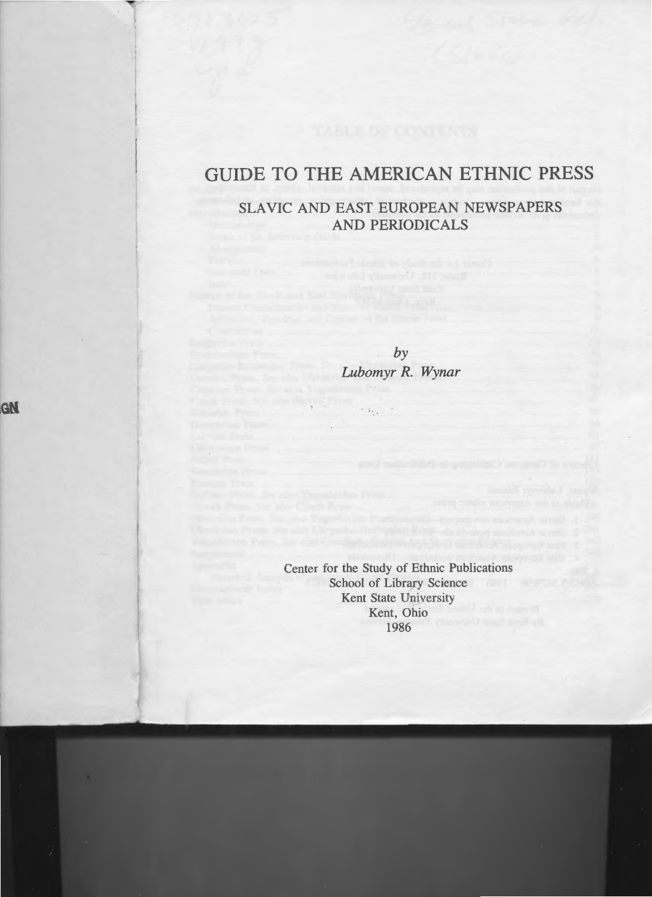# GUIDE TO THE AMERICAN ETHNIC PRESS

## SLAVIC AND EAST EUROPEAN NEWSPAPERS AND PERIODICALS

*by*
*Lubomyr R. Wynar*

Center for the Study of Ethnic Publications
School of Library Science
Kent State University
Kent, Ohio
1986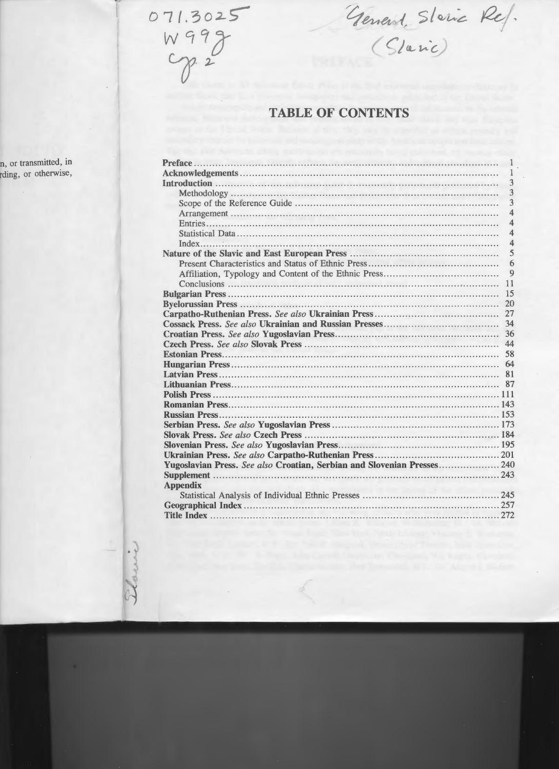071.3025
W99g
Cop. 2

General Slavic Ref.
(Slavic)

# TABLE OF CONTENTS

| | |
|---|---|
| **Preface** | 1 |
| **Acknowledgements** | 1 |
| **Introduction** | 3 |
| Methodology | 3 |
| Scope of the Reference Guide | 3 |
| Arrangement | 4 |
| Entries | 4 |
| Statistical Data | 4 |
| Index | 4 |
| **Nature of the Slavic and East European Press** | 5 |
| Present Characteristics and Status of Ethnic Press | 6 |
| Affiliation, Typology and Content of the Ethnic Press | 9 |
| Conclusions | 11 |
| **Bulgarian Press** | 15 |
| **Byelorussian Press** | 20 |
| **Carpatho-Ruthenian Press.** *See also* **Ukrainian Press** | 27 |
| **Cossack Press.** *See also* **Ukrainian and Russian Presses** | 34 |
| **Croatian Press.** *See also* **Yugoslavian Press** | 36 |
| **Czech Press.** *See also* **Slovak Press** | 44 |
| **Estonian Press** | 58 |
| **Hungarian Press** | 64 |
| **Latvian Press** | 81 |
| **Lithuanian Press** | 87 |
| **Polish Press** | 111 |
| **Romanian Press** | 143 |
| **Russian Press** | 153 |
| **Serbian Press.** *See also* **Yugoslavian Press** | 173 |
| **Slovak Press.** *See also* **Czech Press** | 184 |
| **Slovenian Press.** *See also* **Yugoslavian Press** | 195 |
| **Ukrainian Press.** *See also* **Carpatho-Ruthenian Press** | 201 |
| **Yugoslavian Press.** *See also* **Croatian, Serbian and Slovenian Presses** | 240 |
| **Supplement** | 243 |
| **Appendix** | |
| Statistical Analysis of Individual Ethnic Presses | 245 |
| **Geographical Index** | 257 |
| **Title Index** | 272 |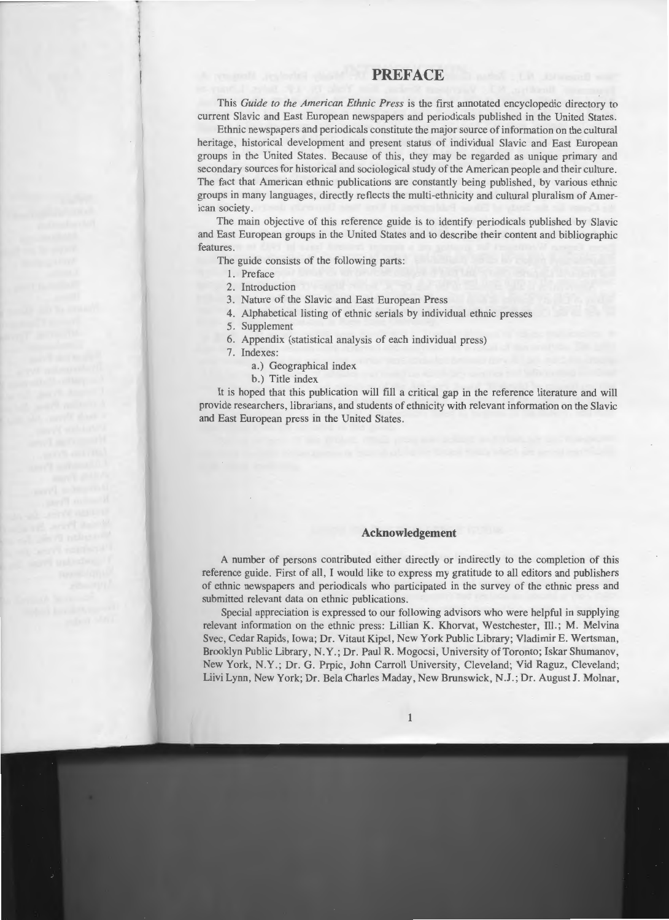# PREFACE

This *Guide to the American Ethnic Press* is the first annotated encyclopedic directory to current Slavic and East European newspapers and periodicals published in the United States.

Ethnic newspapers and periodicals constitute the major source of information on the cultural heritage, historical development and present status of individual Slavic and East European groups in the United States. Because of this, they may be regarded as unique primary and secondary sources for historical and sociological study of the American people and their culture. The fact that American ethnic publications are constantly being published, by various ethnic groups in many languages, directly reflects the multi-ethnicity and cultural pluralism of American society.

The main objective of this reference guide is to identify periodicals published by Slavic and East European groups in the United States and to describe their content and bibliographic features.

The guide consists of the following parts:

1. Preface
2. Introduction
3. Nature of the Slavic and East European Press
4. Alphabetical listing of ethnic serials by individual ethnic presses
5. Supplement
6. Appendix (statistical analysis of each individual press)
7. Indexes:
   a.) Geographical index
   b.) Title index

It is hoped that this publication will fill a critical gap in the reference literature and will provide researchers, librarians, and students of ethnicity with relevant information on the Slavic and East European press in the United States.

## Acknowledgement

A number of persons contributed either directly or indirectly to the completion of this reference guide. First of all, I would like to express my gratitude to all editors and publishers of ethnic newspapers and periodicals who participated in the survey of the ethnic press and submitted relevant data on ethnic publications.

Special appreciation is expressed to our following advisors who were helpful in supplying relevant information on the ethnic press: Lillian K. Khorvat, Westchester, Ill.; M. Melvina Svec, Cedar Rapids, Iowa; Dr. Vitaut Kipel, New York Public Library; Vladimir E. Wertsman, Brooklyn Public Library, N.Y.; Dr. Paul R. Mogocsi, University of Toronto; Iskar Shumanov, New York, N.Y.; Dr. G. Prpic, John Carroll University, Cleveland; Vid Raguz, Cleveland; Liivi Lynn, New York; Dr. Bela Charles Maday, New Brunswick, N.J.; Dr. August J. Molnar,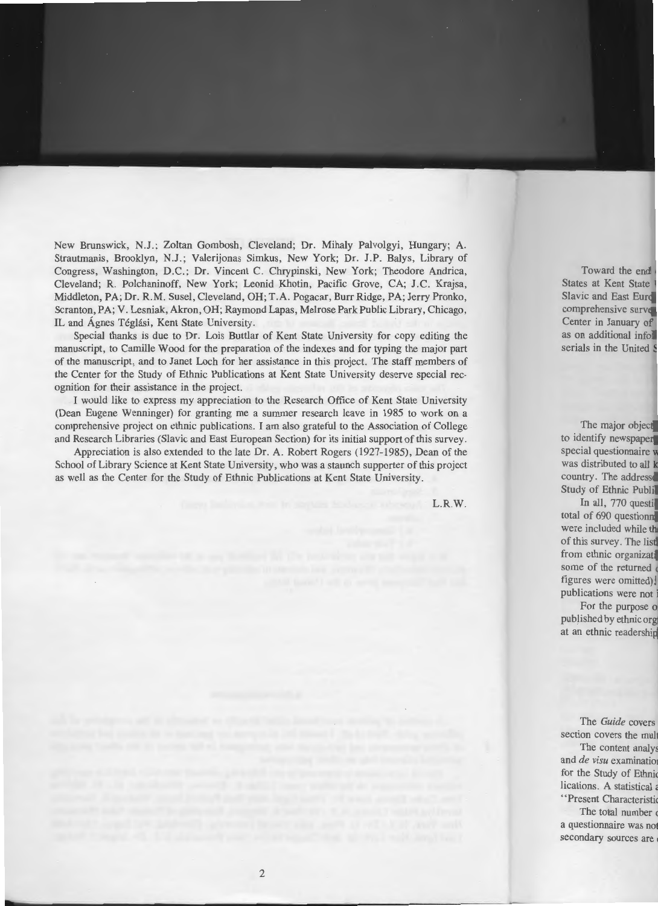New Brunswick, N.J.; Zoltan Gombosh, Cleveland; Dr. Mihaly Palvolgyi, Hungary; A. Strautmanis, Brooklyn, N.J.; Valerijonas Simkus, New York; Dr. J.P. Balys, Library of Congress, Washington, D.C.; Dr. Vincent C. Chrypinski, New York; Theodore Andrica, Cleveland; R. Polchaninoff, New York; Leonid Khotin, Pacific Grove, CA; J.C. Krajsa, Middleton, PA; Dr. R.M. Susel, Cleveland, OH; T.A. Pogacar, Burr Ridge, PA; Jerry Pronko, Scranton, PA; V. Lesniak, Akron, OH; Raymond Lapas, Melrose Park Public Library, Chicago, IL and Ágnes Téglási, Kent State University.

Special thanks is due to Dr. Lois Buttlar of Kent State University for copy editing the manuscript, to Camille Wood for the preparation of the indexes and for typing the major part of the manuscript, and to Janet Loch for her assistance in this project. The staff members of the Center for the Study of Ethnic Publications at Kent State University deserve special recognition for their assistance in the project.

I would like to express my appreciation to the Research Office of Kent State University (Dean Eugene Wenninger) for granting me a summer research leave in 1985 to work on a comprehensive project on ethnic publications. I am also grateful to the Association of College and Research Libraries (Slavic and East European Section) for its initial support of this survey.

Appreciation is also extended to the late Dr. A. Robert Rogers (1927-1985), Dean of the School of Library Science at Kent State University, who was a staunch supporter of this project as well as the Center for the Study of Ethnic Publications at Kent State University.

L.R.W.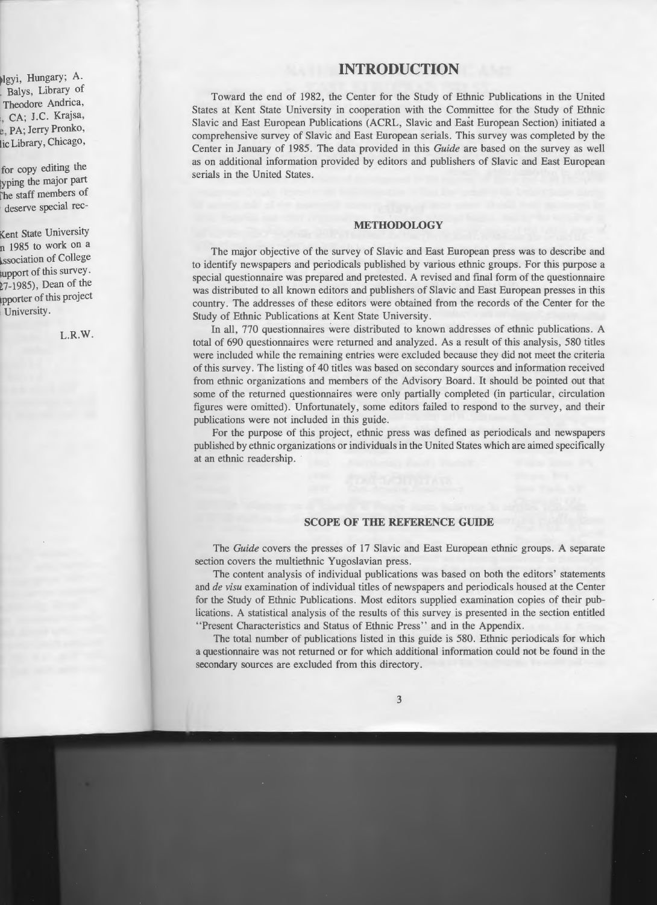# INTRODUCTION

Toward the end of 1982, the Center for the Study of Ethnic Publications in the United States at Kent State University in cooperation with the Committee for the Study of Ethnic Slavic and East European Publications (ACRL, Slavic and East European Section) initiated a comprehensive survey of Slavic and East European serials. This survey was completed by the Center in January of 1985. The data provided in this *Guide* are based on the survey as well as on additional information provided by editors and publishers of Slavic and East European serials in the United States.

## METHODOLOGY

The major objective of the survey of Slavic and East European press was to describe and to identify newspapers and periodicals published by various ethnic groups. For this purpose a special questionnaire was prepared and pretested. A revised and final form of the questionnaire was distributed to all known editors and publishers of Slavic and East European presses in this country. The addresses of these editors were obtained from the records of the Center for the Study of Ethnic Publications at Kent State University.

In all, 770 questionnaires were distributed to known addresses of ethnic publications. A total of 690 questionnaires were returned and analyzed. As a result of this analysis, 580 titles were included while the remaining entries were excluded because they did not meet the criteria of this survey. The listing of 40 titles was based on secondary sources and information received from ethnic organizations and members of the Advisory Board. It should be pointed out that some of the returned questionnaires were only partially completed (in particular, circulation figures were omitted). Unfortunately, some editors failed to respond to the survey, and their publications were not included in this guide.

For the purpose of this project, ethnic press was defined as periodicals and newspapers published by ethnic organizations or individuals in the United States which are aimed specifically at an ethnic readership.

## SCOPE OF THE REFERENCE GUIDE

The *Guide* covers the presses of 17 Slavic and East European ethnic groups. A separate section covers the multiethnic Yugoslavian press.

The content analysis of individual publications was based on both the editors' statements and *de visu* examination of individual titles of newspapers and periodicals housed at the Center for the Study of Ethnic Publications. Most editors supplied examination copies of their publications. A statistical analysis of the results of this survey is presented in the section entitled "Present Characteristics and Status of Ethnic Press" and in the Appendix.

The total number of publications listed in this guide is 580. Ethnic periodicals for which a questionnaire was not returned or for which additional information could not be found in the secondary sources are excluded from this directory.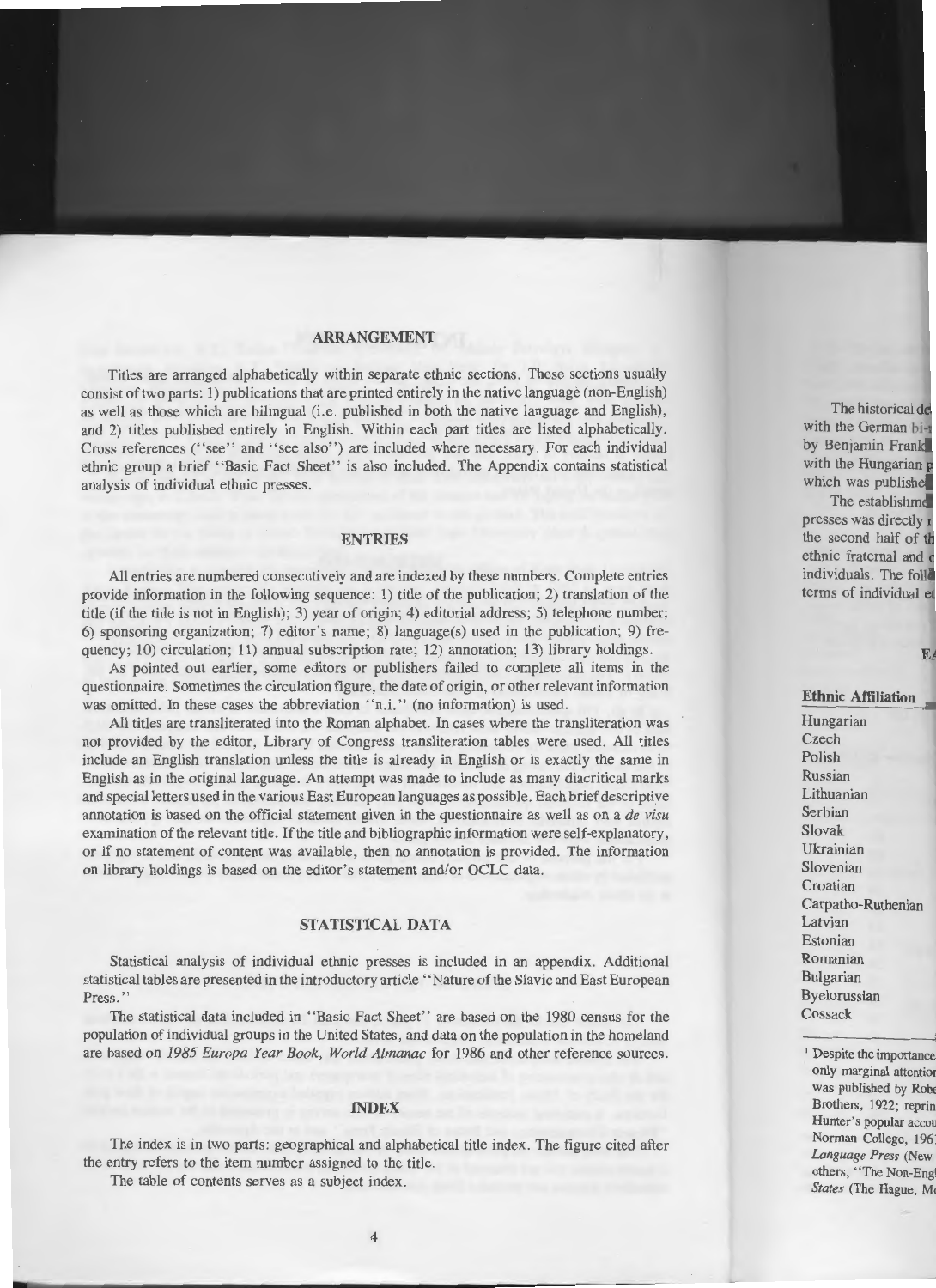## ARRANGEMENT

Titles are arranged alphabetically within separate ethnic sections. These sections usually consist of two parts: 1) publications that are printed entirely in the native language (non-English) as well as those which are bilingual (i.e. published in both the native language and English), and 2) titles published entirely in English. Within each part titles are listed alphabetically. Cross references ("see" and "see also") are included where necessary. For each individual ethnic group a brief "Basic Fact Sheet" is also included. The Appendix contains statistical analysis of individual ethnic presses.

## ENTRIES

All entries are numbered consecutively and are indexed by these numbers. Complete entries provide information in the following sequence: 1) title of the publication; 2) translation of the title (if the title is not in English); 3) year of origin; 4) editorial address; 5) telephone number; 6) sponsoring organization; 7) editor's name; 8) language(s) used in the publication; 9) frequency; 10) circulation; 11) annual subscription rate; 12) annotation; 13) library holdings.

As pointed out earlier, some editors or publishers failed to complete all items in the questionnaire. Sometimes the circulation figure, the date of origin, or other relevant information was omitted. In these cases the abbreviation "n.i." (no information) is used.

All titles are transliterated into the Roman alphabet. In cases where the transliteration was not provided by the editor, Library of Congress transliteration tables were used. All titles include an English translation unless the title is already in English or is exactly the same in English as in the original language. An attempt was made to include as many diacritical marks and special letters used in the various East European languages as possible. Each brief descriptive annotation is based on the official statement given in the questionnaire as well as on a *de visu* examination of the relevant title. If the title and bibliographic information were self-explanatory, or if no statement of content was available, then no annotation is provided. The information on library holdings is based on the editor's statement and/or OCLC data.

## STATISTICAL DATA

Statistical analysis of individual ethnic presses is included in an appendix. Additional statistical tables are presented in the introductory article "Nature of the Slavic and East European Press."

The statistical data included in "Basic Fact Sheet" are based on the 1980 census for the population of individual groups in the United States, and data on the population in the homeland are based on *1985 Europa Year Book, World Almanac* for 1986 and other reference sources.

## INDEX

The index is in two parts: geographical and alphabetical title index. The figure cited after the entry refers to the item number assigned to the title.

The table of contents serves as a subject index.